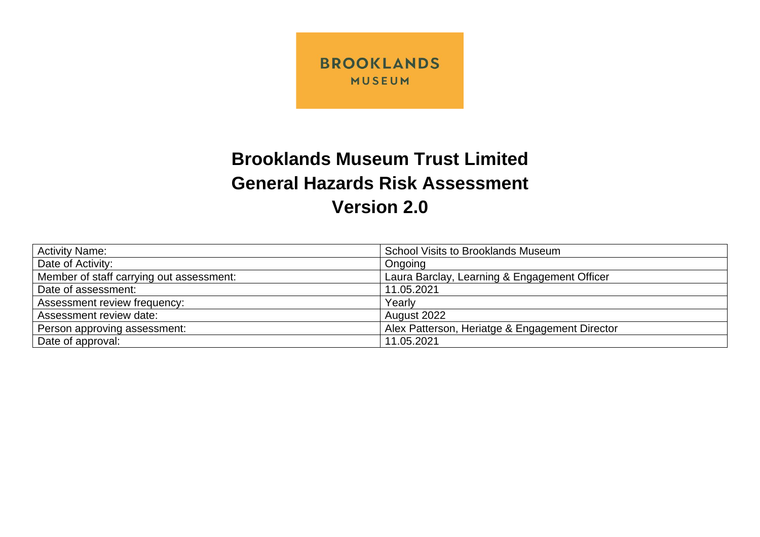BROOKLANDS
MUSEUM

# Brooklands Museum Trust Limited
# General Hazards Risk Assessment
# Version 2.0

| | |
|---|---|
| Activity Name: | School Visits to Brooklands Museum |
| Date of Activity: | Ongoing |
| Member of staff carrying out assessment: | Laura Barclay, Learning & Engagement Officer |
| Date of assessment: | 11.05.2021 |
| Assessment review frequency: | Yearly |
| Assessment review date: | August 2022 |
| Person approving assessment: | Alex Patterson, Heriatge & Engagement Director |
| Date of approval: | 11.05.2021 |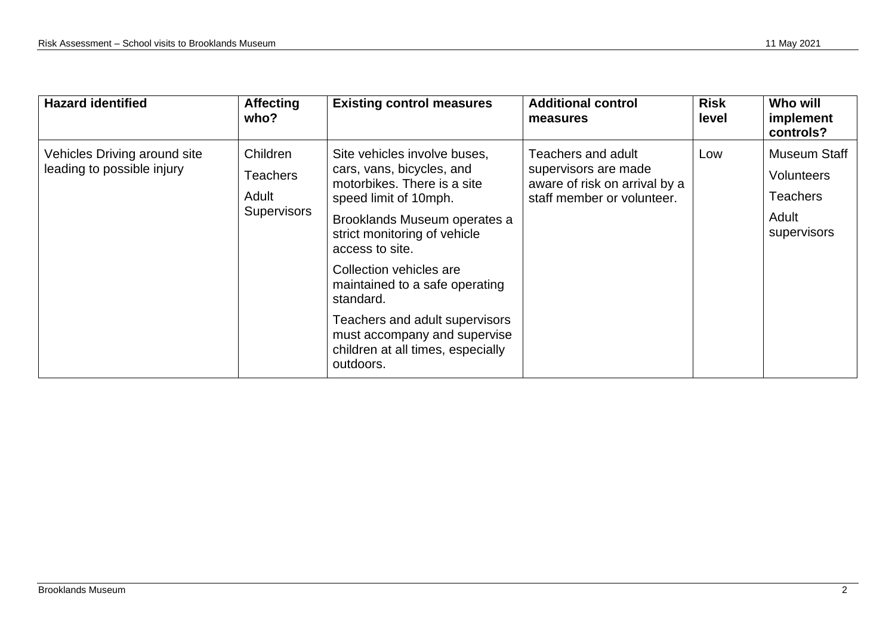| Hazard identified | Affecting who? | Existing control measures | Additional control measures | Risk level | Who will implement controls? |
|---|---|---|---|---|---|
| Vehicles Driving around site leading to possible injury | Children<br>Teachers<br>Adult Supervisors | Site vehicles involve buses, cars, vans, bicycles, and motorbikes. There is a site speed limit of 10mph.<br>Brooklands Museum operates a strict monitoring of vehicle access to site.<br>Collection vehicles are maintained to a safe operating standard.<br>Teachers and adult supervisors must accompany and supervise children at all times, especially outdoors. | Teachers and adult supervisors are made aware of risk on arrival by a staff member or volunteer. | Low | Museum Staff<br>Volunteers<br>Teachers<br>Adult supervisors |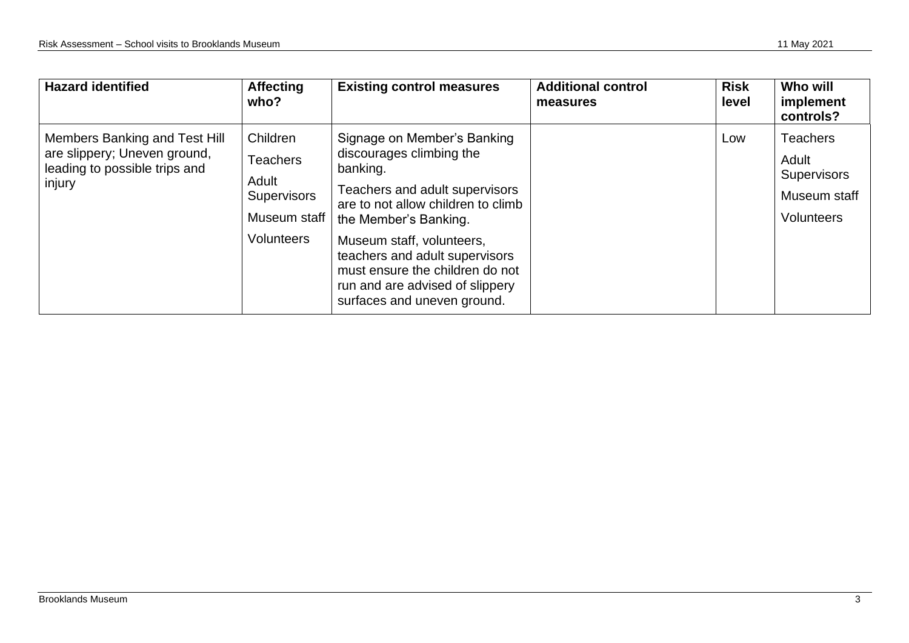| Hazard identified | Affecting who? | Existing control measures | Additional control measures | Risk level | Who will implement controls? |
|---|---|---|---|---|---|
| Members Banking and Test Hill are slippery; Uneven ground, leading to possible trips and injury | Children<br>Teachers<br>Adult Supervisors<br>Museum staff<br>Volunteers | Signage on Member's Banking discourages climbing the banking.<br>Teachers and adult supervisors are to not allow children to climb the Member's Banking.<br>Museum staff, volunteers, teachers and adult supervisors must ensure the children do not run and are advised of slippery surfaces and uneven ground. | | Low | Teachers<br>Adult Supervisors<br>Museum staff<br>Volunteers |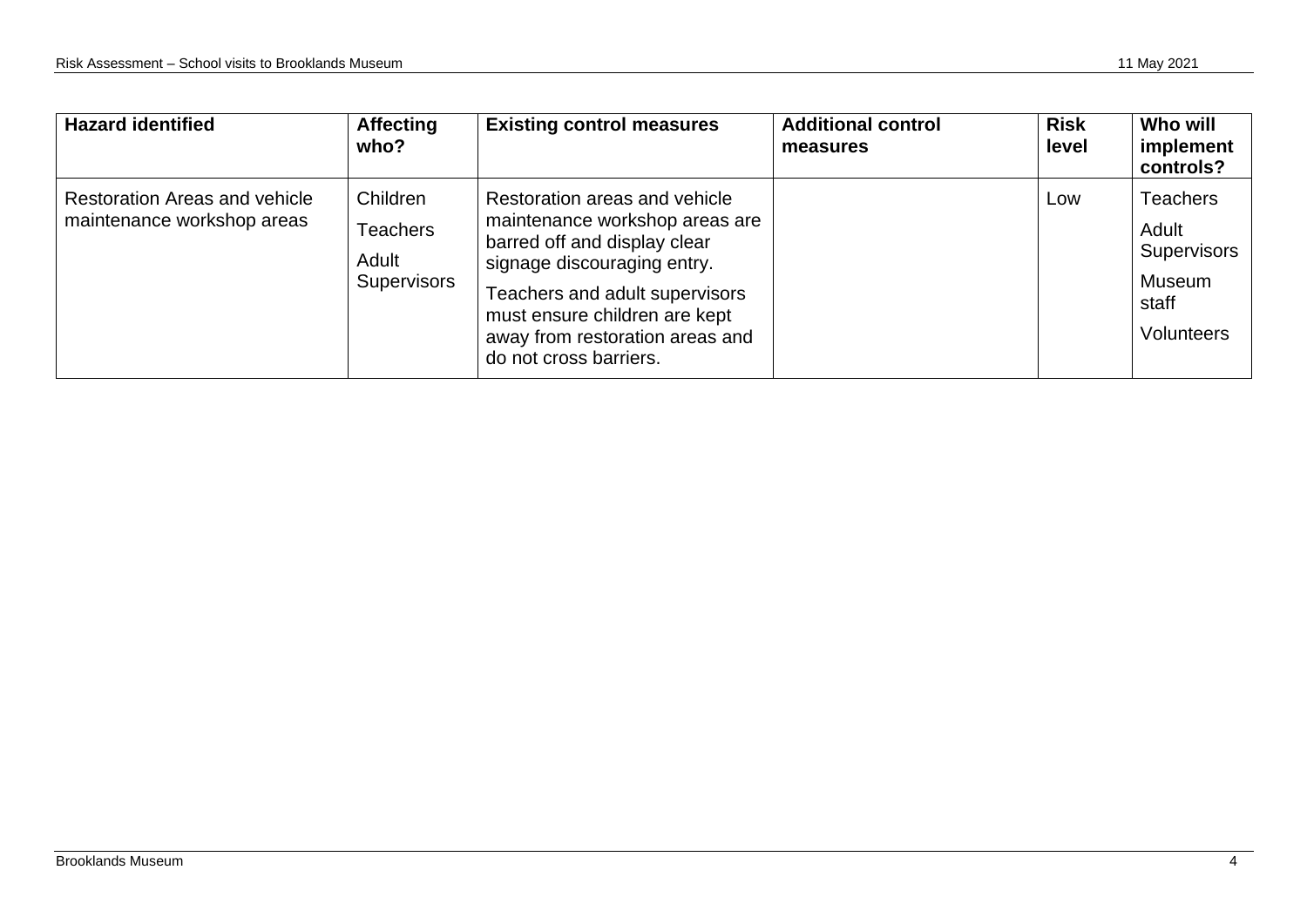| Hazard identified | Affecting who? | Existing control measures | Additional control measures | Risk level | Who will implement controls? |
|---|---|---|---|---|---|
| Restoration Areas and vehicle maintenance workshop areas | Children<br>Teachers<br>Adult Supervisors | Restoration areas and vehicle maintenance workshop areas are barred off and display clear signage discouraging entry.<br>Teachers and adult supervisors must ensure children are kept away from restoration areas and do not cross barriers. | | Low | Teachers<br>Adult Supervisors<br>Museum staff<br>Volunteers |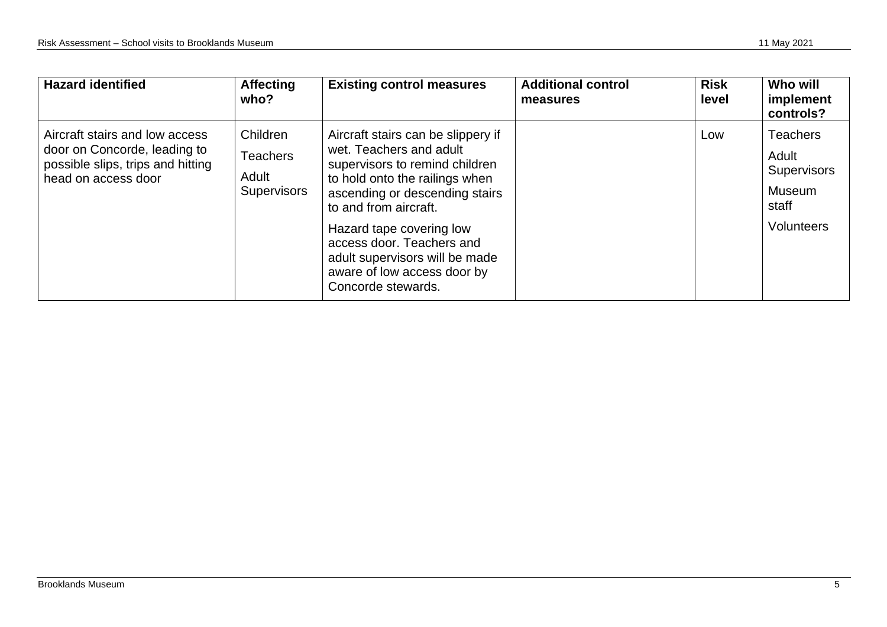| Hazard identified | Affecting who? | Existing control measures | Additional control measures | Risk level | Who will implement controls? |
|---|---|---|---|---|---|
| Aircraft stairs and low access door on Concorde, leading to possible slips, trips and hitting head on access door | Children<br>Teachers<br>Adult Supervisors | Aircraft stairs can be slippery if wet. Teachers and adult supervisors to remind children to hold onto the railings when ascending or descending stairs to and from aircraft.<br>Hazard tape covering low access door. Teachers and adult supervisors will be made aware of low access door by Concorde stewards. | | Low | Teachers<br>Adult Supervisors<br>Museum staff<br>Volunteers |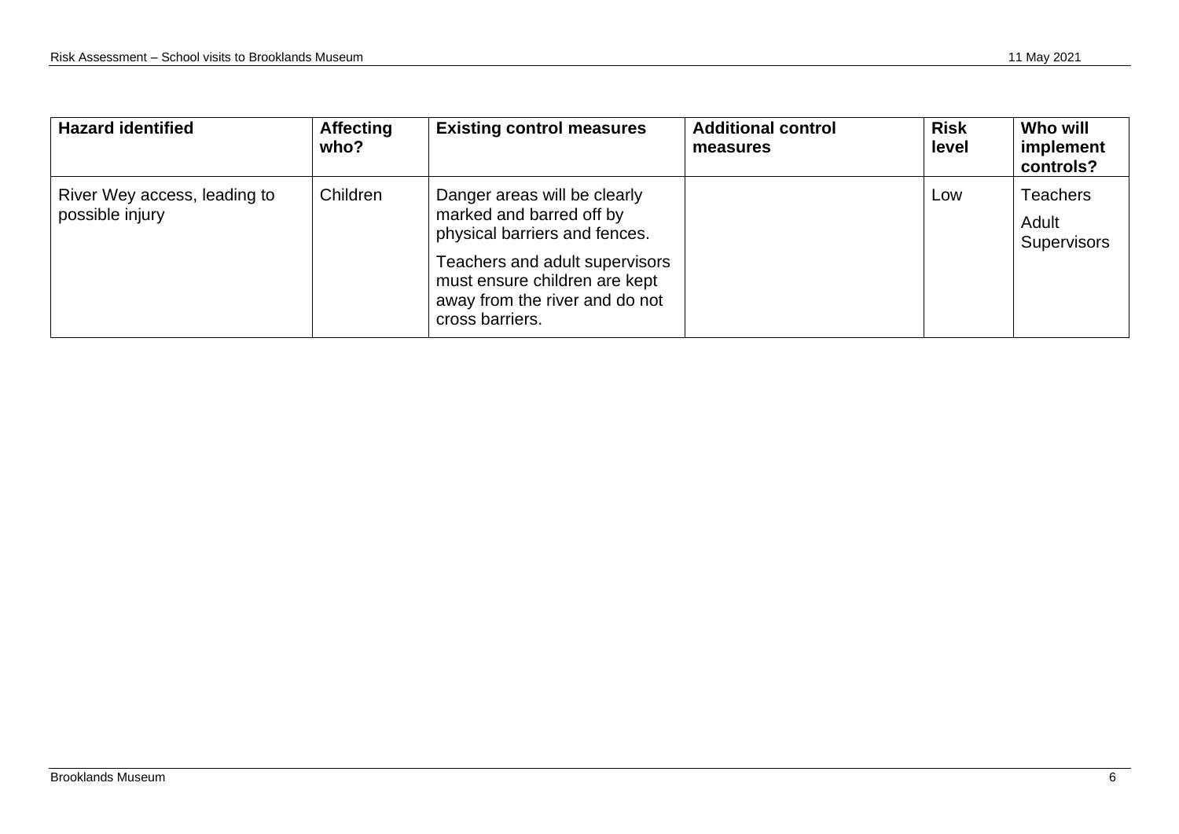| Hazard identified | Affecting who? | Existing control measures | Additional control measures | Risk level | Who will implement controls? |
|---|---|---|---|---|---|
| River Wey access, leading to possible injury | Children | Danger areas will be clearly marked and barred off by physical barriers and fences.<br><br>Teachers and adult supervisors must ensure children are kept away from the river and do not cross barriers. | | Low | Teachers<br><br>Adult Supervisors |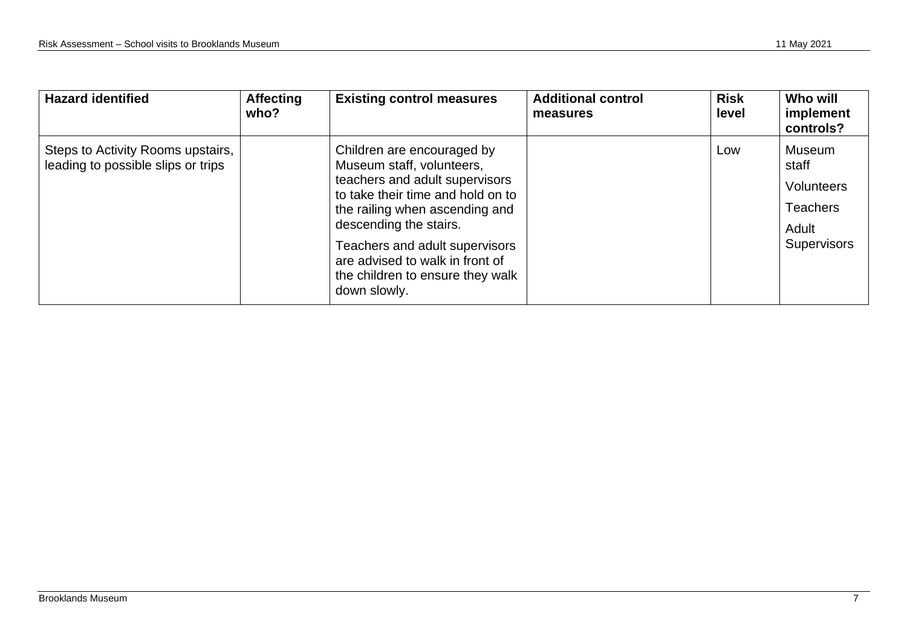| Hazard identified | Affecting who? | Existing control measures | Additional control measures | Risk level | Who will implement controls? |
|---|---|---|---|---|---|
| Steps to Activity Rooms upstairs, leading to possible slips or trips | | Children are encouraged by Museum staff, volunteers, teachers and adult supervisors to take their time and hold on to the railing when ascending and descending the stairs.<br><br>Teachers and adult supervisors are advised to walk in front of the children to ensure they walk down slowly. | | Low | Museum staff<br><br>Volunteers<br><br>Teachers<br><br>Adult Supervisors |